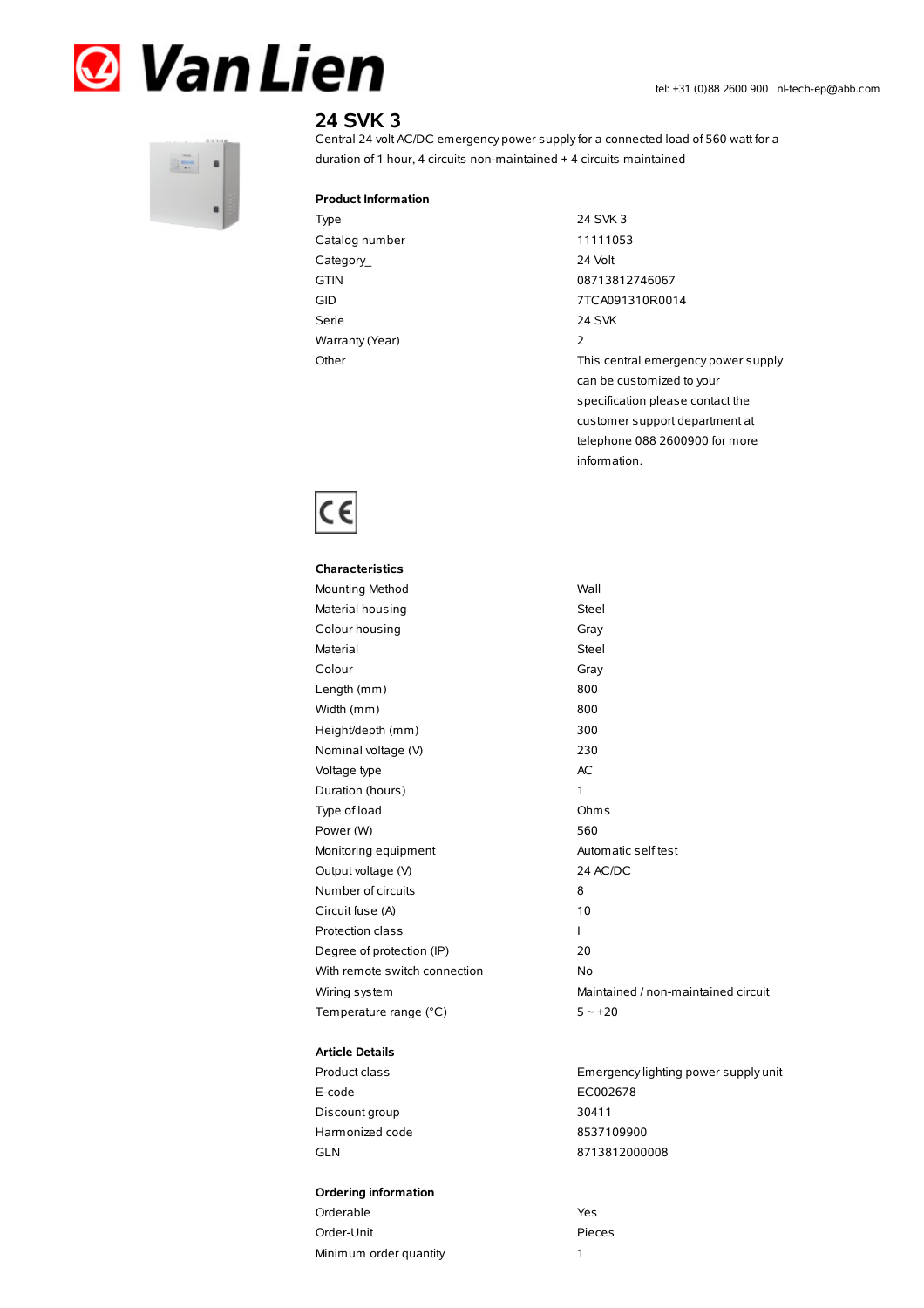Van Lien

tel: +31 (0)88 2600 900 nl-tech-ep@abb.com

# 24 SVK 3

Central 24 volt AC/DC emergency power supply for a connected load of 560 watt for a duration of 1 hour, 4 circuits non-maintained + 4 circuits maintained

## Product Information

| | |
|---|---|
| Type | 24 SVK 3 |
| Catalog number | 11111053 |
| Category_ | 24 Volt |
| GTIN | 08713812746067 |
| GID | 7TCA091310R0014 |
| Serie | 24 SVK |
| Warranty (Year) | 2 |
| Other | This central emergency power supply can be customized to your specification please contact the customer support department at telephone 088 2600900 for more information. |

CE

## Characteristics

| | |
|---|---|
| Mounting Method | Wall |
| Material housing | Steel |
| Colour housing | Gray |
| Material | Steel |
| Colour | Gray |
| Length (mm) | 800 |
| Width (mm) | 800 |
| Height/depth (mm) | 300 |
| Nominal voltage (V) | 230 |
| Voltage type | AC |
| Duration (hours) | 1 |
| Type of load | Ohms |
| Power (W) | 560 |
| Monitoring equipment | Automatic self test |
| Output voltage (V) | 24 AC/DC |
| Number of circuits | 8 |
| Circuit fuse (A) | 10 |
| Protection class | I |
| Degree of protection (IP) | 20 |
| With remote switch connection | No |
| Wiring system | Maintained / non-maintained circuit |
| Temperature range (°C) | 5 ~ +20 |

## Article Details

| | |
|---|---|
| Product class | Emergency lighting power supply unit |
| E-code | EC002678 |
| Discount group | 30411 |
| Harmonized code | 8537109900 |
| GLN | 8713812000008 |

## Ordering information

| | |
|---|---|
| Orderable | Yes |
| Order-Unit | Pieces |
| Minimum order quantity | 1 |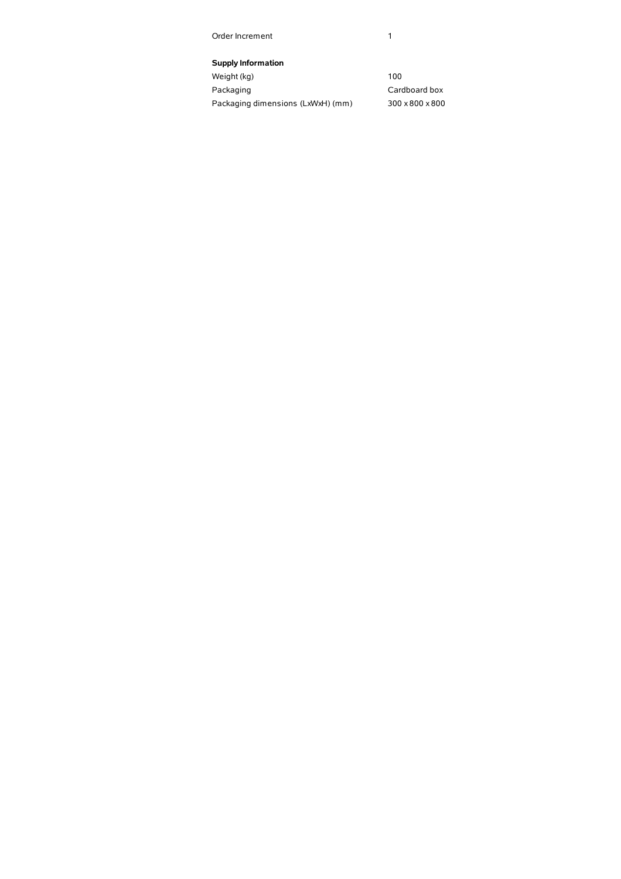| | |
|---|---|
| Order Increment | 1 |

**Supply Information**

| | |
|---|---|
| Weight (kg) | 100 |
| Packaging | Cardboard box |
| Packaging dimensions (LxWxH) (mm) | 300 x 800 x 800 |